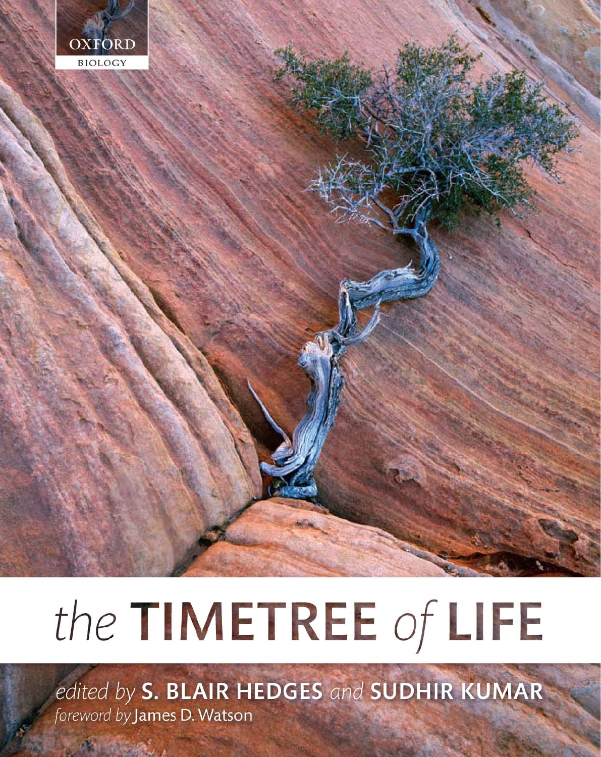OXFORD

BIOLOGY

# the TIMETREE of LIFE

*edited by* **S. BLAIR HEDGES** *and* **SUDHIR KUMAR**

*foreword by* James D. Watson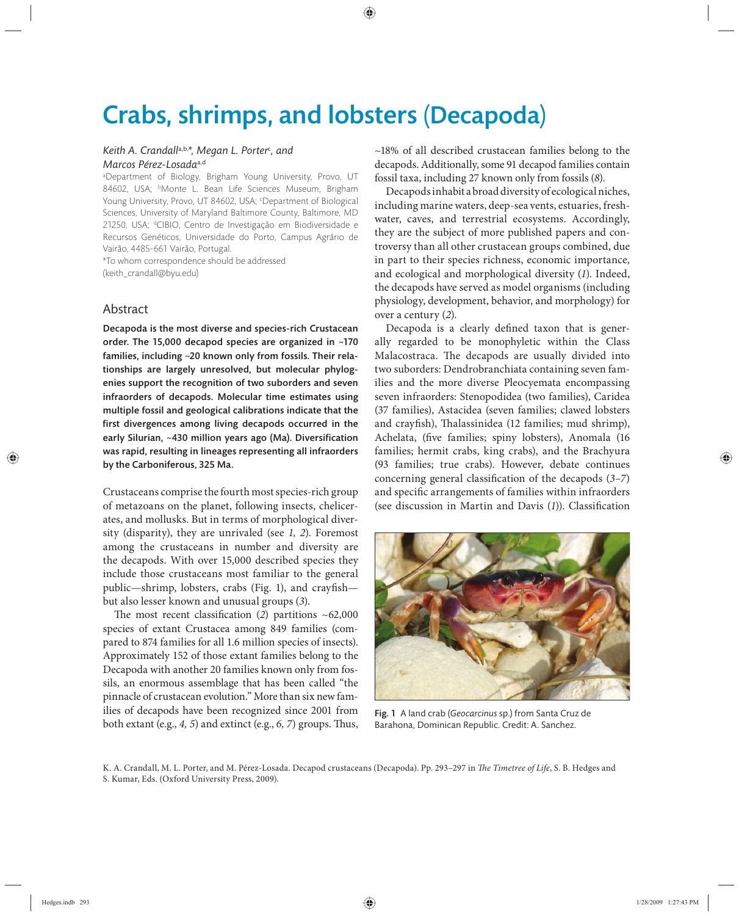# Crabs, shrimps, and lobsters (Decapoda)

*Keith A. Crandall*[a,b,*], *Megan L. Porter*[c], *and Marcos Pérez-Losada*[a,d]

[a]Department of Biology, Brigham Young University, Provo, UT 84602, USA; [b]Monte L. Bean Life Sciences Museum, Brigham Young University, Provo, UT 84602, USA; [c]Department of Biological Sciences, University of Maryland Baltimore County, Baltimore, MD 21250, USA; [d]CIBIO, Centro de Investigação em Biodiversidade e Recursos Genéticos, Universidade do Porto, Campus Agrário de Vairão, 4485-661 Vairão, Portugal.

*To whom correspondence should be addressed (keith_crandall@byu.edu)

## Abstract

**Decapoda is the most diverse and species-rich Crustacean order. The 15,000 decapod species are organized in ~170 families, including ~20 known only from fossils. Their relationships are largely unresolved, but molecular phylogenies support the recognition of two suborders and seven infraorders of decapods. Molecular time estimates using multiple fossil and geological calibrations indicate that the first divergences among living decapods occurred in the early Silurian, ~430 million years ago (Ma). Diversification was rapid, resulting in lineages representing all infraorders by the Carboniferous, 325 Ma.**

Crustaceans comprise the fourth most species-rich group of metazoans on the planet, following insects, chelicerates, and mollusks. But in terms of morphological diversity (disparity), they are unrivaled (see *1, 2*). Foremost among the crustaceans in number and diversity are the decapods. With over 15,000 described species they include those crustaceans most familiar to the general public—shrimp, lobsters, crabs (Fig. 1), and crayfish—but also lesser known and unusual groups (*3*).

The most recent classification (*2*) partitions ~62,000 species of extant Crustacea among 849 families (compared to 874 families for all 1.6 million species of insects). Approximately 152 of those extant families belong to the Decapoda with another 20 families known only from fossils, an enormous assemblage that has been called "the pinnacle of crustacean evolution." More than six new families of decapods have been recognized since 2001 from both extant (e.g., *4, 5*) and extinct (e.g., *6, 7*) groups. Thus, ~18% of all described crustacean families belong to the decapods. Additionally, some 91 decapod families contain fossil taxa, including 27 known only from fossils (*8*).

Decapods inhabit a broad diversity of ecological niches, including marine waters, deep-sea vents, estuaries, freshwater, caves, and terrestrial ecosystems. Accordingly, they are the subject of more published papers and controversy than all other crustacean groups combined, due in part to their species richness, economic importance, and ecological and morphological diversity (*1*). Indeed, the decapods have served as model organisms (including physiology, development, behavior, and morphology) for over a century (*2*).

Decapoda is a clearly defined taxon that is generally regarded to be monophyletic within the Class Malacostraca. The decapods are usually divided into two suborders: Dendrobranchiata containing seven families and the more diverse Pleocyemata encompassing seven infraorders: Stenopodidea (two families), Caridea (37 families), Astacidea (seven families; clawed lobsters and crayfish), Thalassinidea (12 families; mud shrimp), Achelata, (five families; spiny lobsters), Anomala (16 families; hermit crabs, king crabs), and the Brachyura (93 families; true crabs). However, debate continues concerning general classification of the decapods (*3–7*) and specific arrangements of families within infraorders (see discussion in Martin and Davis (*1*)). Classification

Fig. 1 A land crab (*Geocarcinus* sp.) from Santa Cruz de Barahona, Dominican Republic. Credit: A. Sanchez.

K. A. Crandall, M. L. Porter, and M. Pérez-Losada. Decapod crustaceans (Decapoda). Pp. 293–297 in *The Timetree of Life*, S. B. Hedges and S. Kumar, Eds. (Oxford University Press, 2009).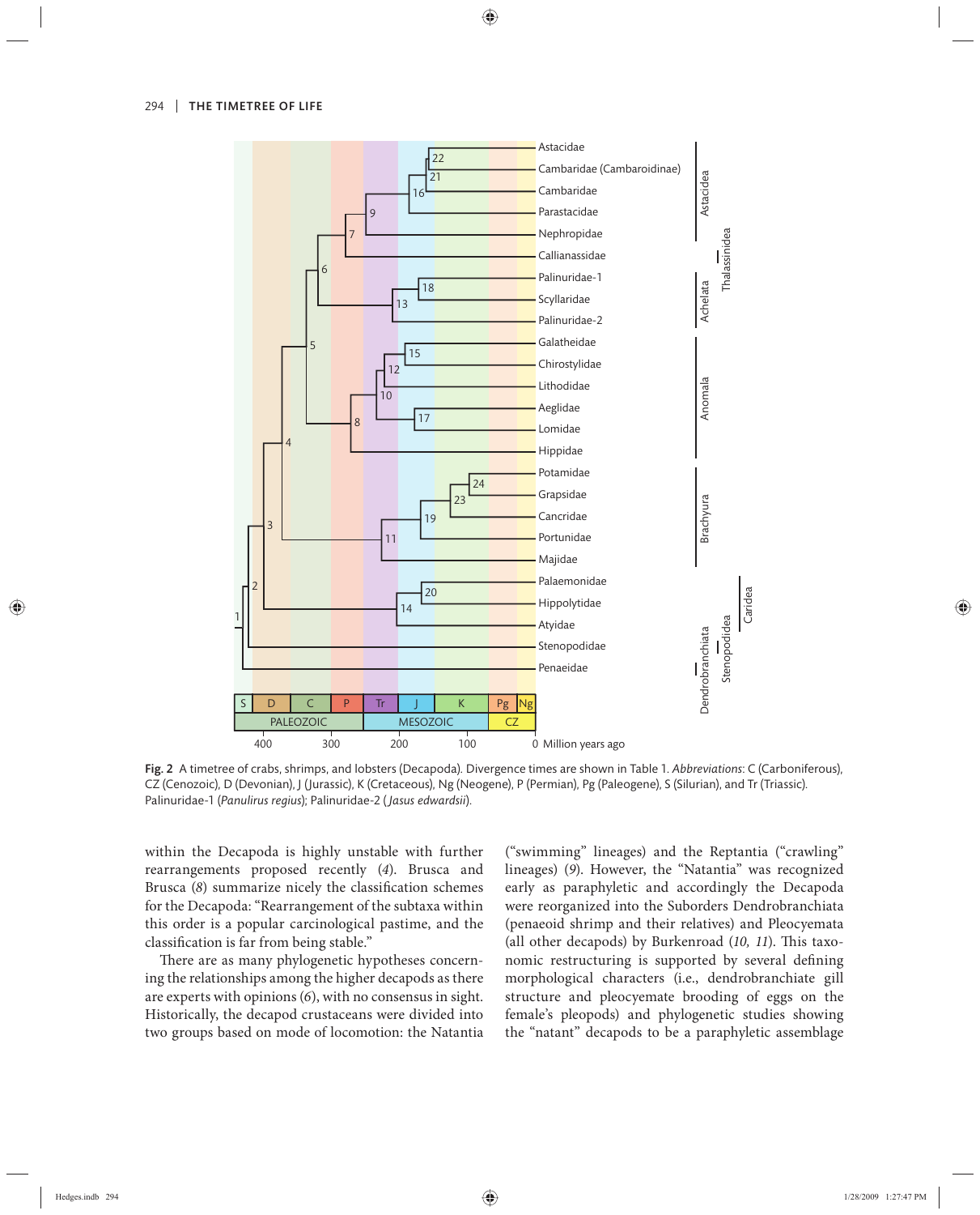Fig. 2 A timetree of crabs, shrimps, and lobsters (Decapoda). Divergence times are shown in Table 1. *Abbreviations*: C (Carboniferous), CZ (Cenozoic), D (Devonian), J (Jurassic), K (Cretaceous), Ng (Neogene), P (Permian), Pg (Paleogene), S (Silurian), and Tr (Triassic). Palinuridae-1 (*Panulirus regius*); Palinuridae-2 (*Jasus edwardsii*).

within the Decapoda is highly unstable with further rearrangements proposed recently (*4*). Brusca and Brusca (*8*) summarize nicely the classification schemes for the Decapoda: "Rearrangement of the subtaxa within this order is a popular carcinological pastime, and the classification is far from being stable."

There are as many phylogenetic hypotheses concerning the relationships among the higher decapods as there are experts with opinions (*6*), with no consensus in sight. Historically, the decapod crustaceans were divided into two groups based on mode of locomotion: the Natantia ("swimming" lineages) and the Reptantia ("crawling" lineages) (*9*). However, the "Natantia" was recognized early as paraphyletic and accordingly the Decapoda were reorganized into the Suborders Dendrobranchiata (penaeoid shrimp and their relatives) and Pleocyemata (all other decapods) by Burkenroad (*10, 11*). This taxonomic restructuring is supported by several defining morphological characters (i.e., dendrobranchiate gill structure and pleocyemate brooding of eggs on the female's pleopods) and phylogenetic studies showing the "natant" decapods to be a paraphyletic assemblage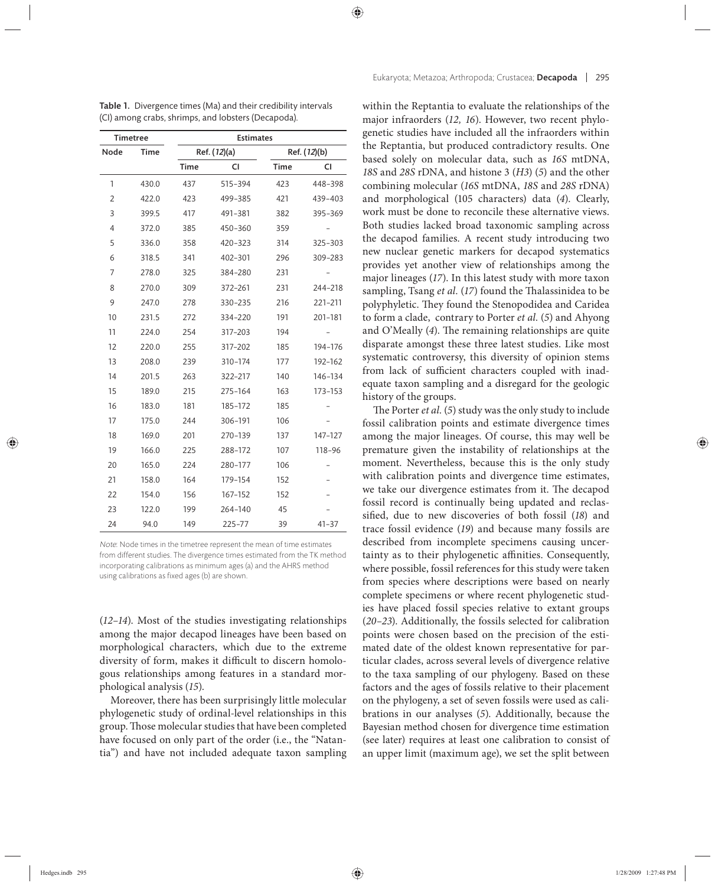**Table 1.** Divergence times (Ma) and their credibility intervals (CI) among crabs, shrimps, and lobsters (Decapoda).

| Timetree | | Estimates | | | |
|---|---|---|---|---|---|
| | | Ref. (*12*)(a) | | Ref. (*12*)(b) | |
| Node | Time | Time | CI | Time | CI |
| 1 | 430.0 | 437 | 515–394 | 423 | 448–398 |
| 2 | 422.0 | 423 | 499–385 | 421 | 439–403 |
| 3 | 399.5 | 417 | 491–381 | 382 | 395–369 |
| 4 | 372.0 | 385 | 450–360 | 359 | – |
| 5 | 336.0 | 358 | 420–323 | 314 | 325–303 |
| 6 | 318.5 | 341 | 402–301 | 296 | 309–283 |
| 7 | 278.0 | 325 | 384–280 | 231 | – |
| 8 | 270.0 | 309 | 372–261 | 231 | 244–218 |
| 9 | 247.0 | 278 | 330–235 | 216 | 221–211 |
| 10 | 231.5 | 272 | 334–220 | 191 | 201–181 |
| 11 | 224.0 | 254 | 317–203 | 194 | – |
| 12 | 220.0 | 255 | 317–202 | 185 | 194–176 |
| 13 | 208.0 | 239 | 310–174 | 177 | 192–162 |
| 14 | 201.5 | 263 | 322–217 | 140 | 146–134 |
| 15 | 189.0 | 215 | 275–164 | 163 | 173–153 |
| 16 | 183.0 | 181 | 185–172 | 185 | – |
| 17 | 175.0 | 244 | 306–191 | 106 | – |
| 18 | 169.0 | 201 | 270–139 | 137 | 147–127 |
| 19 | 166.0 | 225 | 288–172 | 107 | 118–96 |
| 20 | 165.0 | 224 | 280–177 | 106 | – |
| 21 | 158.0 | 164 | 179–154 | 152 | – |
| 22 | 154.0 | 156 | 167–152 | 152 | – |
| 23 | 122.0 | 199 | 264–140 | 45 | – |
| 24 | 94.0 | 149 | 225–77 | 39 | 41–37 |

*Note*: Node times in the timetree represent the mean of time estimates from different studies. The divergence times estimated from the TK method incorporating calibrations as minimum ages (a) and the AHRS method using calibrations as fixed ages (b) are shown.

(*12–14*). Most of the studies investigating relationships among the major decapod lineages have been based on morphological characters, which due to the extreme diversity of form, makes it difficult to discern homologous relationships among features in a standard morphological analysis (*15*).

Moreover, there has been surprisingly little molecular phylogenetic study of ordinal-level relationships in this group. Those molecular studies that have been completed have focused on only part of the order (i.e., the "Natantia") and have not included adequate taxon sampling within the Reptantia to evaluate the relationships of the major infraorders (*12, 16*). However, two recent phylogenetic studies have included all the infraorders within the Reptantia, but produced contradictory results. One based solely on molecular data, such as *16S* mtDNA, *18S* and *28S* rDNA, and histone 3 (*H3*) (*5*) and the other combining molecular (*16S* mtDNA, *18S* and *28S* rDNA) and morphological (105 characters) data (*4*). Clearly, work must be done to reconcile these alternative views. Both studies lacked broad taxonomic sampling across the decapod families. A recent study introducing two new nuclear genetic markers for decapod systematics provides yet another view of relationships among the major lineages (*17*). In this latest study with more taxon sampling, Tsang *et al.* (*17*) found the Thalassinidea to be polyphyletic. They found the Stenopodidea and Caridea to form a clade, contrary to Porter *et al.* (*5*) and Ahyong and O'Meally (*4*). The remaining relationships are quite disparate amongst these three latest studies. Like most systematic controversy, this diversity of opinion stems from lack of sufficient characters coupled with inadequate taxon sampling and a disregard for the geologic history of the groups.

The Porter *et al.* (*5*) study was the only study to include fossil calibration points and estimate divergence times among the major lineages. Of course, this may well be premature given the instability of relationships at the moment. Nevertheless, because this is the only study with calibration points and divergence time estimates, we take our divergence estimates from it. The decapod fossil record is continually being updated and reclassified, due to new discoveries of both fossil (*18*) and trace fossil evidence (*19*) and because many fossils are described from incomplete specimens causing uncertainty as to their phylogenetic affinities. Consequently, where possible, fossil references for this study were taken from species where descriptions were based on nearly complete specimens or where recent phylogenetic studies have placed fossil species relative to extant groups (*20–23*). Additionally, the fossils selected for calibration points were chosen based on the precision of the estimated date of the oldest known representative for particular clades, across several levels of divergence relative to the taxa sampling of our phylogeny. Based on these factors and the ages of fossils relative to their placement on the phylogeny, a set of seven fossils were used as calibrations in our analyses (*5*). Additionally, because the Bayesian method chosen for divergence time estimation (see later) requires at least one calibration to consist of an upper limit (maximum age), we set the split between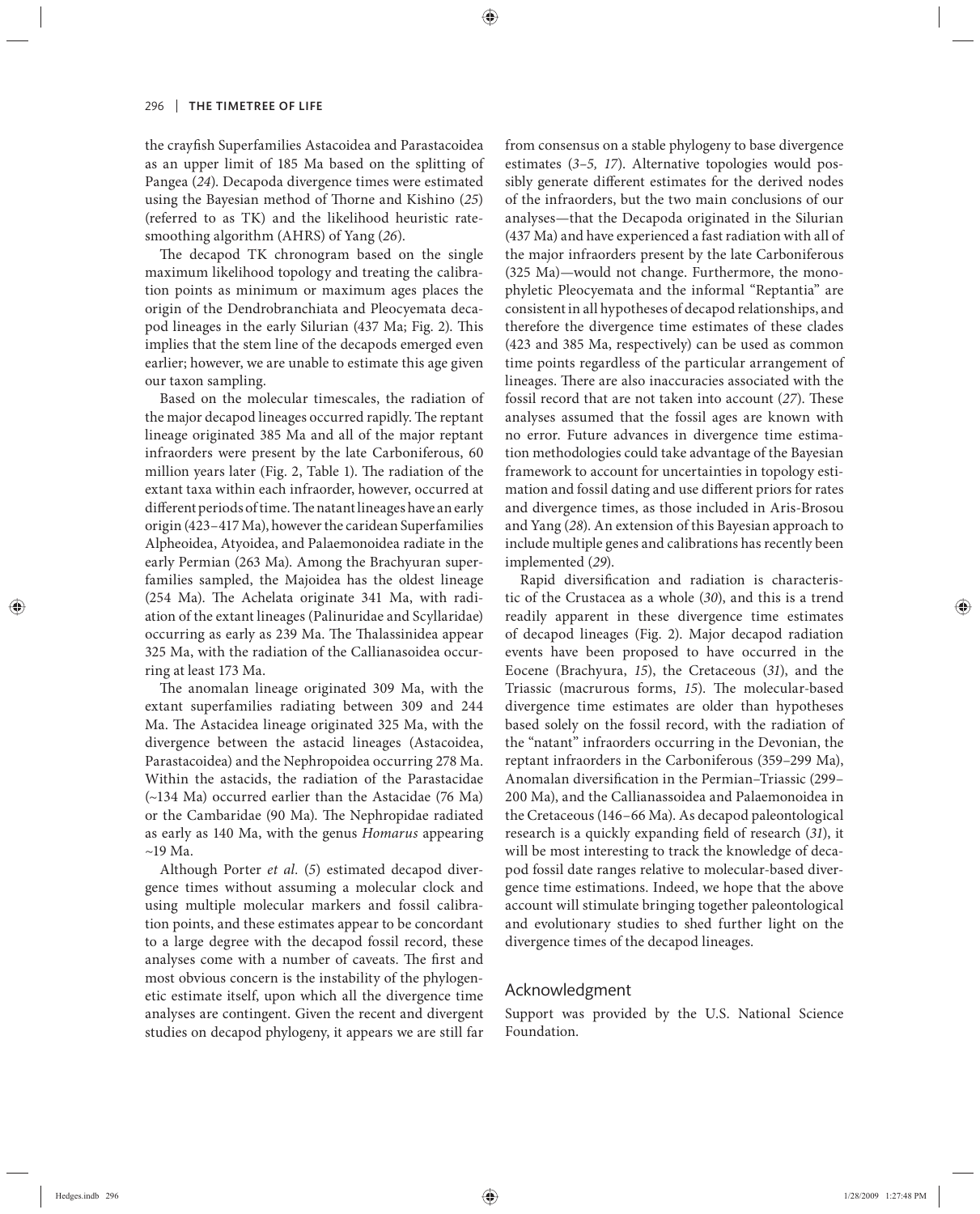the crayfish Superfamilies Astacoidea and Parastacoidea as an upper limit of 185 Ma based on the splitting of Pangea (*24*). Decapoda divergence times were estimated using the Bayesian method of Thorne and Kishino (*25*) (referred to as TK) and the likelihood heuristic rate-smoothing algorithm (AHRS) of Yang (*26*).

The decapod TK chronogram based on the single maximum likelihood topology and treating the calibration points as minimum or maximum ages places the origin of the Dendrobranchiata and Pleocyemata decapod lineages in the early Silurian (437 Ma; Fig. 2). This implies that the stem line of the decapods emerged even earlier; however, we are unable to estimate this age given our taxon sampling.

Based on the molecular timescales, the radiation of the major decapod lineages occurred rapidly. The reptant lineage originated 385 Ma and all of the major reptant infraorders were present by the late Carboniferous, 60 million years later (Fig. 2, Table 1). The radiation of the extant taxa within each infraorder, however, occurred at different periods of time. The natant lineages have an early origin (423–417 Ma), however the caridean Superfamilies Alpheoidea, Atyoidea, and Palaemonoidea radiate in the early Permian (263 Ma). Among the Brachyuran superfamilies sampled, the Majoidea has the oldest lineage (254 Ma). The Achelata originate 341 Ma, with radiation of the extant lineages (Palinuridae and Scyllaridae) occurring as early as 239 Ma. The Thalassinidea appear 325 Ma, with the radiation of the Callianasoidea occurring at least 173 Ma.

The anomalan lineage originated 309 Ma, with the extant superfamilies radiating between 309 and 244 Ma. The Astacidea lineage originated 325 Ma, with the divergence between the astacid lineages (Astacoidea, Parastacoidea) and the Nephropoidea occurring 278 Ma. Within the astacids, the radiation of the Parastacidae (~134 Ma) occurred earlier than the Astacidae (76 Ma) or the Cambaridae (90 Ma). The Nephropidae radiated as early as 140 Ma, with the genus *Homarus* appearing ~19 Ma.

Although Porter *et al.* (*5*) estimated decapod divergence times without assuming a molecular clock and using multiple molecular markers and fossil calibration points, and these estimates appear to be concordant to a large degree with the decapod fossil record, these analyses come with a number of caveats. The first and most obvious concern is the instability of the phylogenetic estimate itself, upon which all the divergence time analyses are contingent. Given the recent and divergent studies on decapod phylogeny, it appears we are still far from consensus on a stable phylogeny to base divergence estimates (*3–5, 17*). Alternative topologies would possibly generate different estimates for the derived nodes of the infraorders, but the two main conclusions of our analyses—that the Decapoda originated in the Silurian (437 Ma) and have experienced a fast radiation with all of the major infraorders present by the late Carboniferous (325 Ma)—would not change. Furthermore, the monophyletic Pleocyemata and the informal "Reptantia" are consistent in all hypotheses of decapod relationships, and therefore the divergence time estimates of these clades (423 and 385 Ma, respectively) can be used as common time points regardless of the particular arrangement of lineages. There are also inaccuracies associated with the fossil record that are not taken into account (*27*). These analyses assumed that the fossil ages are known with no error. Future advances in divergence time estimation methodologies could take advantage of the Bayesian framework to account for uncertainties in topology estimation and fossil dating and use different priors for rates and divergence times, as those included in Aris-Brosou and Yang (*28*). An extension of this Bayesian approach to include multiple genes and calibrations has recently been implemented (*29*).

Rapid diversification and radiation is characteristic of the Crustacea as a whole (*30*), and this is a trend readily apparent in these divergence time estimates of decapod lineages (Fig. 2). Major decapod radiation events have been proposed to have occurred in the Eocene (Brachyura, *15*), the Cretaceous (*31*), and the Triassic (macrurous forms, *15*). The molecular-based divergence time estimates are older than hypotheses based solely on the fossil record, with the radiation of the "natant" infraorders occurring in the Devonian, the reptant infraorders in the Carboniferous (359–299 Ma), Anomalan diversification in the Permian–Triassic (299–200 Ma), and the Callianassoidea and Palaemonoidea in the Cretaceous (146–66 Ma). As decapod paleontological research is a quickly expanding field of research (*31*), it will be most interesting to track the knowledge of decapod fossil date ranges relative to molecular-based divergence time estimations. Indeed, we hope that the above account will stimulate bringing together paleontological and evolutionary studies to shed further light on the divergence times of the decapod lineages.

## Acknowledgment

Support was provided by the U.S. National Science Foundation.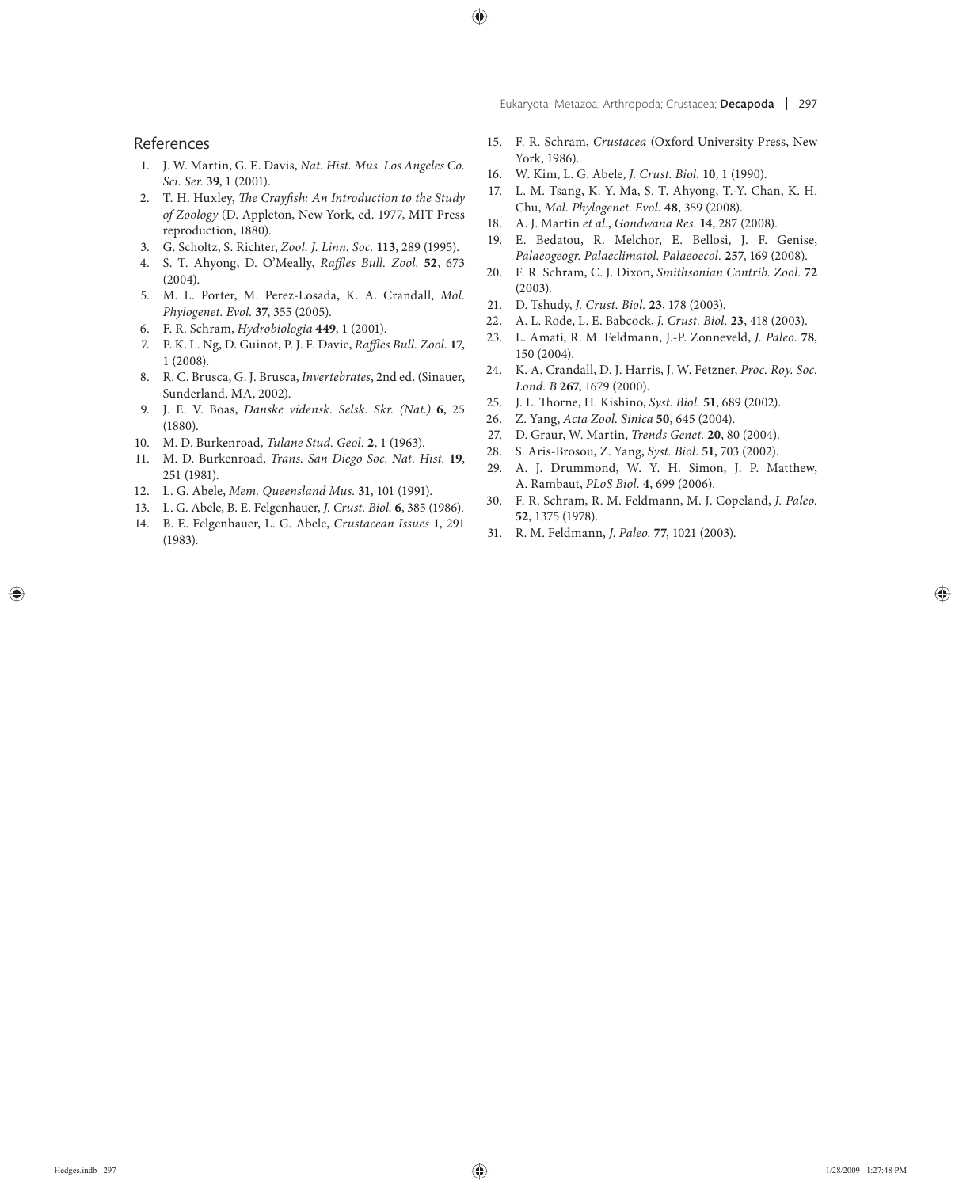## References

1. J. W. Martin, G. E. Davis, *Nat. Hist. Mus. Los Angeles Co. Sci. Ser.* **39**, 1 (2001).
2. T. H. Huxley, *The Crayfish: An Introduction to the Study of Zoology* (D. Appleton, New York, ed. 1977, MIT Press reproduction, 1880).
3. G. Scholtz, S. Richter, *Zool. J. Linn. Soc.* **113**, 289 (1995).
4. S. T. Ahyong, D. O'Meally, *Raffles Bull. Zool.* **52**, 673 (2004).
5. M. L. Porter, M. Perez-Losada, K. A. Crandall, *Mol. Phylogenet. Evol.* **37**, 355 (2005).
6. F. R. Schram, *Hydrobiologia* **449**, 1 (2001).
7. P. K. L. Ng, D. Guinot, P. J. F. Davie, *Raffles Bull. Zool.* **17**, 1 (2008).
8. R. C. Brusca, G. J. Brusca, *Invertebrates*, 2nd ed. (Sinauer, Sunderland, MA, 2002).
9. J. E. V. Boas, *Danske vidensk. Selsk. Skr. (Nat.)* **6**, 25 (1880).
10. M. D. Burkenroad, *Tulane Stud. Geol.* **2**, 1 (1963).
11. M. D. Burkenroad, *Trans. San Diego Soc. Nat. Hist.* **19**, 251 (1981).
12. L. G. Abele, *Mem. Queensland Mus.* **31**, 101 (1991).
13. L. G. Abele, B. E. Felgenhauer, *J. Crust. Biol.* **6**, 385 (1986).
14. B. E. Felgenhauer, L. G. Abele, *Crustacean Issues* **1**, 291 (1983).
15. F. R. Schram, *Crustacea* (Oxford University Press, New York, 1986).
16. W. Kim, L. G. Abele, *J. Crust. Biol.* **10**, 1 (1990).
17. L. M. Tsang, K. Y. Ma, S. T. Ahyong, T.-Y. Chan, K. H. Chu, *Mol. Phylogenet. Evol.* **48**, 359 (2008).
18. A. J. Martin *et al.*, *Gondwana Res.* **14**, 287 (2008).
19. E. Bedatou, R. Melchor, E. Bellosi, J. F. Genise, *Palaeogeogr. Palaeoclimatol. Palaeoecol.* **257**, 169 (2008).
20. F. R. Schram, C. J. Dixon, *Smithsonian Contrib. Zool.* **72** (2003).
21. D. Tshudy, *J. Crust. Biol.* **23**, 178 (2003).
22. A. L. Rode, L. E. Babcock, *J. Crust. Biol.* **23**, 418 (2003).
23. L. Amati, R. M. Feldmann, J.-P. Zonneveld, *J. Paleo.* **78**, 150 (2004).
24. K. A. Crandall, D. J. Harris, J. W. Fetzner, *Proc. Roy. Soc. Lond. B* **267**, 1679 (2000).
25. J. L. Thorne, H. Kishino, *Syst. Biol.* **51**, 689 (2002).
26. Z. Yang, *Acta Zool. Sinica* **50**, 645 (2004).
27. D. Graur, W. Martin, *Trends Genet.* **20**, 80 (2004).
28. S. Aris-Brosou, Z. Yang, *Syst. Biol.* **51**, 703 (2002).
29. A. J. Drummond, W. Y. H. Simon, J. P. Matthew, A. Rambaut, *PLoS Biol.* **4**, 699 (2006).
30. F. R. Schram, R. M. Feldmann, M. J. Copeland, *J. Paleo.* **52**, 1375 (1978).
31. R. M. Feldmann, *J. Paleo.* **77**, 1021 (2003).